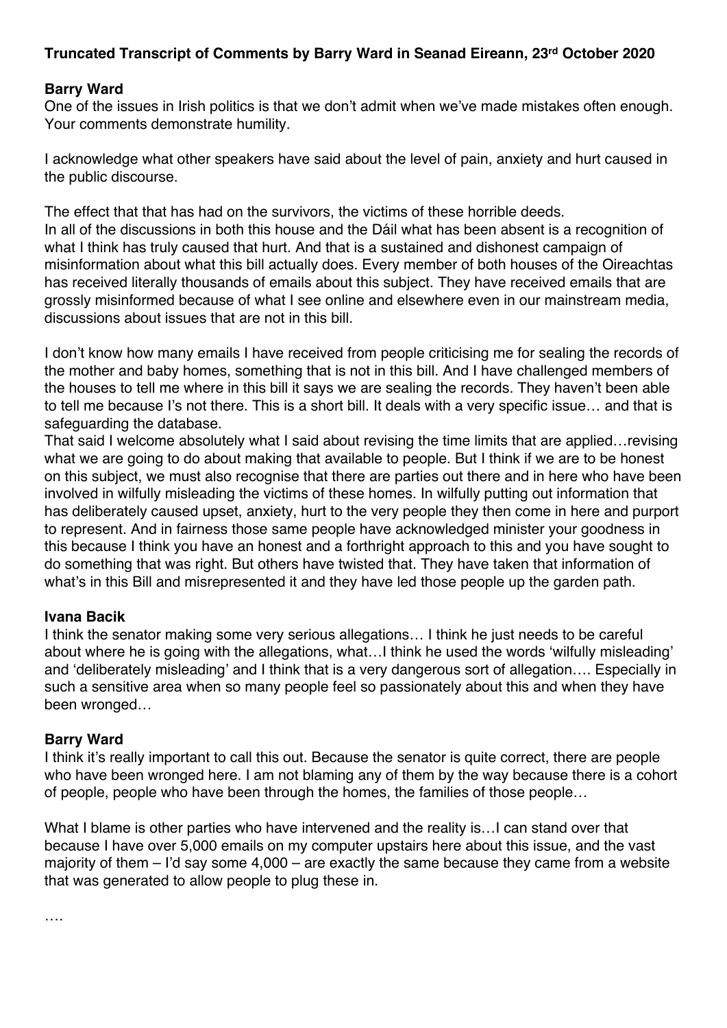**Truncated Transcript of Comments by Barry Ward in Seanad Eireann, 23rd October 2020**

**Barry Ward**
One of the issues in Irish politics is that we don't admit when we've made mistakes often enough. Your comments demonstrate humility.

I acknowledge what other speakers have said about the level of pain, anxiety and hurt caused in the public discourse.

The effect that that has had on the survivors, the victims of these horrible deeds.
In all of the discussions in both this house and the Dáil what has been absent is a recognition of what I think has truly caused that hurt. And that is a sustained and dishonest campaign of misinformation about what this bill actually does. Every member of both houses of the Oireachtas has received literally thousands of emails about this subject. They have received emails that are grossly misinformed because of what I see online and elsewhere even in our mainstream media, discussions about issues that are not in this bill.

I don't know how many emails I have received from people criticising me for sealing the records of the mother and baby homes, something that is not in this bill. And I have challenged members of the houses to tell me where in this bill it says we are sealing the records. They haven't been able to tell me because I's not there. This is a short bill. It deals with a very specific issue… and that is safeguarding the database.
That said I welcome absolutely what I said about revising the time limits that are applied…revising what we are going to do about making that available to people. But I think if we are to be honest on this subject, we must also recognise that there are parties out there and in here who have been involved in wilfully misleading the victims of these homes. In wilfully putting out information that has deliberately caused upset, anxiety, hurt to the very people they then come in here and purport to represent. And in fairness those same people have acknowledged minister your goodness in this because I think you have an honest and a forthright approach to this and you have sought to do something that was right. But others have twisted that. They have taken that information of what's in this Bill and misrepresented it and they have led those people up the garden path.

**Ivana Bacik**
I think the senator making some very serious allegations… I think he just needs to be careful about where he is going with the allegations, what…I think he used the words 'wilfully misleading' and 'deliberately misleading' and I think that is a very dangerous sort of allegation…. Especially in such a sensitive area when so many people feel so passionately about this and when they have been wronged…

**Barry Ward**
I think it's really important to call this out. Because the senator is quite correct, there are people who have been wronged here. I am not blaming any of them by the way because there is a cohort of people, people who have been through the homes, the families of those people…

What I blame is other parties who have intervened and the reality is…I can stand over that because I have over 5,000 emails on my computer upstairs here about this issue, and the vast majority of them – I'd say some 4,000 – are exactly the same because they came from a website that was generated to allow people to plug these in.

….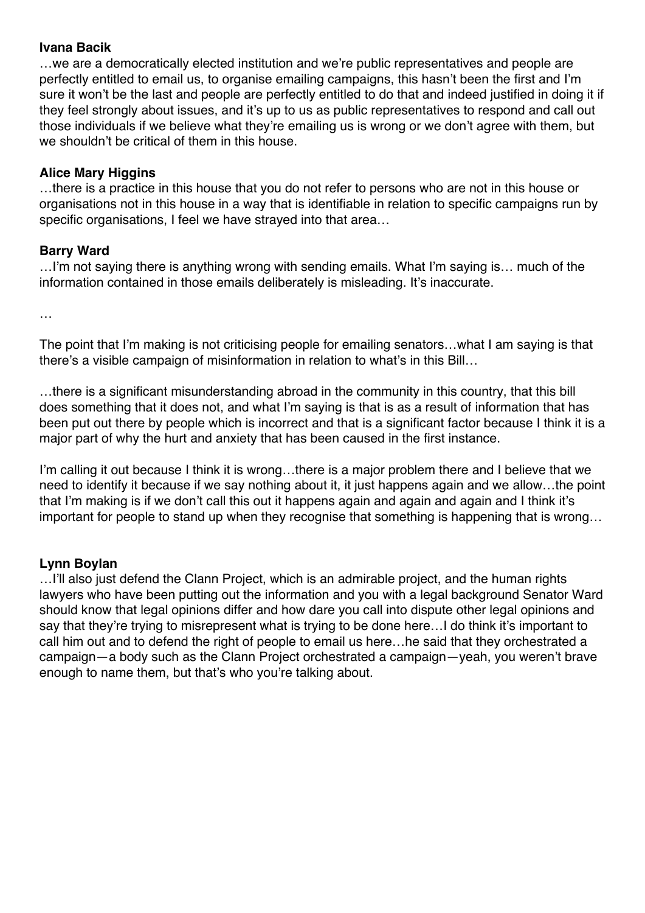**Ivana Bacik**
…we are a democratically elected institution and we're public representatives and people are perfectly entitled to email us, to organise emailing campaigns, this hasn't been the first and I'm sure it won't be the last and people are perfectly entitled to do that and indeed justified in doing it if they feel strongly about issues, and it's up to us as public representatives to respond and call out those individuals if we believe what they're emailing us is wrong or we don't agree with them, but we shouldn't be critical of them in this house.

**Alice Mary Higgins**
…there is a practice in this house that you do not refer to persons who are not in this house or organisations not in this house in a way that is identifiable in relation to specific campaigns run by specific organisations, I feel we have strayed into that area…

**Barry Ward**
…I'm not saying there is anything wrong with sending emails. What I'm saying is… much of the information contained in those emails deliberately is misleading. It's inaccurate.

…

The point that I'm making is not criticising people for emailing senators…what I am saying is that there's a visible campaign of misinformation in relation to what's in this Bill…

…there is a significant misunderstanding abroad in the community in this country, that this bill does something that it does not, and what I'm saying is that is as a result of information that has been put out there by people which is incorrect and that is a significant factor because I think it is a major part of why the hurt and anxiety that has been caused in the first instance.

I'm calling it out because I think it is wrong…there is a major problem there and I believe that we need to identify it because if we say nothing about it, it just happens again and we allow…the point that I'm making is if we don't call this out it happens again and again and again and I think it's important for people to stand up when they recognise that something is happening that is wrong…

**Lynn Boylan**
…I'll also just defend the Clann Project, which is an admirable project, and the human rights lawyers who have been putting out the information and you with a legal background Senator Ward should know that legal opinions differ and how dare you call into dispute other legal opinions and say that they're trying to misrepresent what is trying to be done here…I do think it's important to call him out and to defend the right of people to email us here…he said that they orchestrated a campaign—a body such as the Clann Project orchestrated a campaign—yeah, you weren't brave enough to name them, but that's who you're talking about.